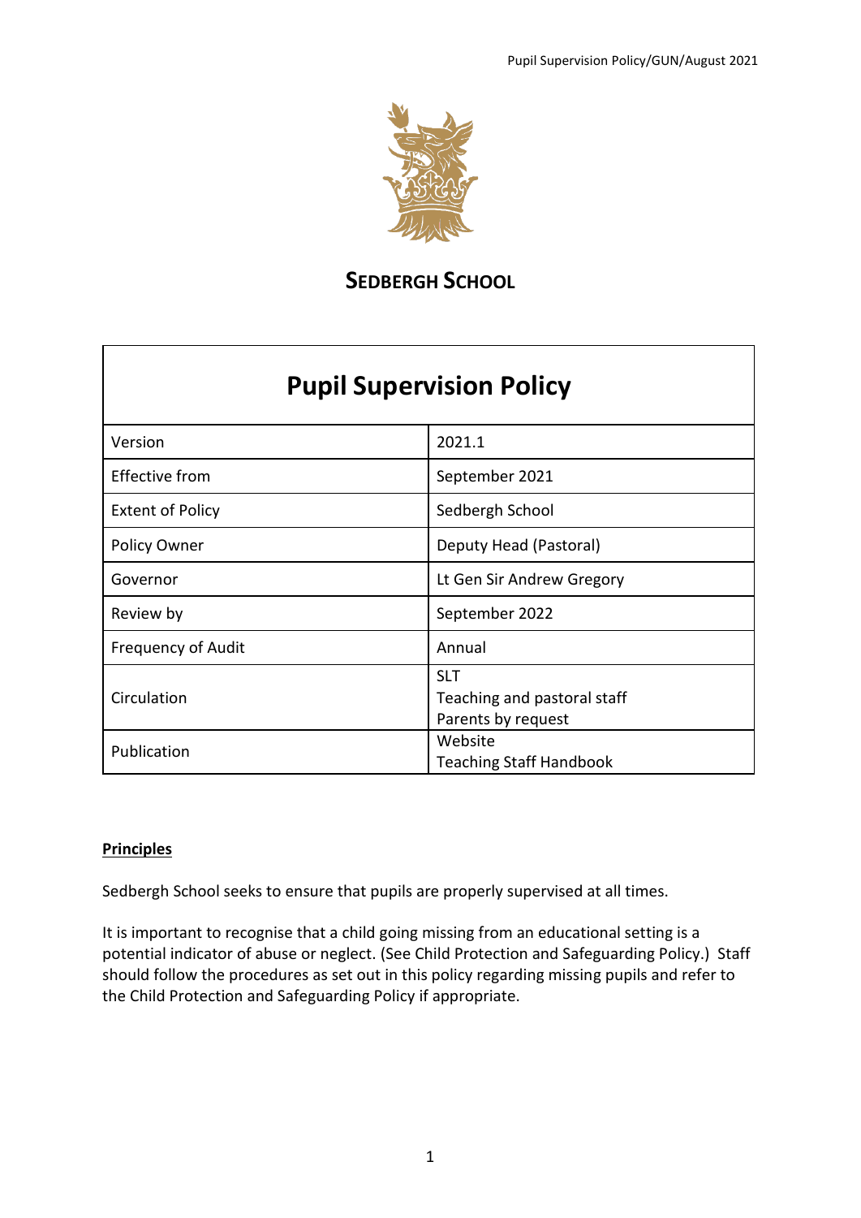# Sedbergh School

| Pupil Supervision Policy | |
|---|---|
| Version | 2021.1 |
| Effective from | September 2021 |
| Extent of Policy | Sedbergh School |
| Policy Owner | Deputy Head (Pastoral) |
| Governor | Lt Gen Sir Andrew Gregory |
| Review by | September 2022 |
| Frequency of Audit | Annual |
| Circulation | SLT<br>Teaching and pastoral staff<br>Parents by request |
| Publication | Website<br>Teaching Staff Handbook |

## Principles

Sedbergh School seeks to ensure that pupils are properly supervised at all times.

It is important to recognise that a child going missing from an educational setting is a potential indicator of abuse or neglect. (See Child Protection and Safeguarding Policy.) Staff should follow the procedures as set out in this policy regarding missing pupils and refer to the Child Protection and Safeguarding Policy if appropriate.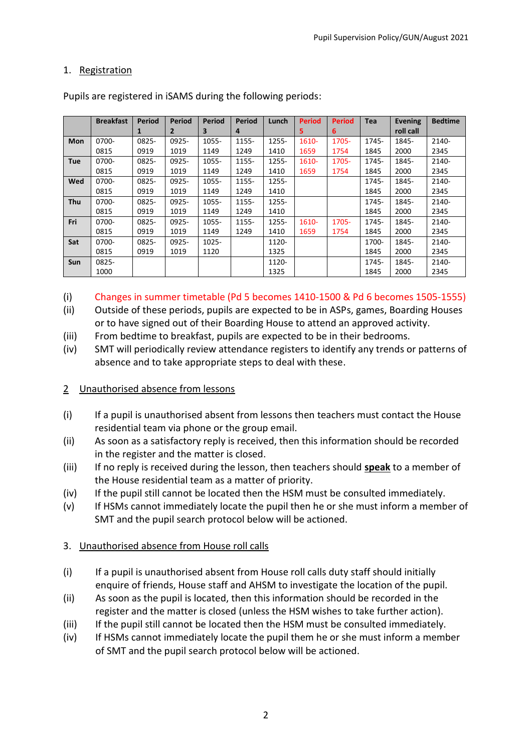## 1. Registration

Pupils are registered in iSAMS during the following periods:

| | Breakfast | Period 1 | Period 2 | Period 3 | Period 4 | Lunch | Period 5 | Period 6 | Tea | Evening roll call | Bedtime |
|---|---|---|---|---|---|---|---|---|---|---|---|
| **Mon** | 0700-0815 | 0825-0919 | 0925-1019 | 1055-1149 | 1155-1249 | 1255-1410 | 1610-1659 | 1705-1754 | 1745-1845 | 1845-2000 | 2140-2345 |
| **Tue** | 0700-0815 | 0825-0919 | 0925-1019 | 1055-1149 | 1155-1249 | 1255-1410 | 1610-1659 | 1705-1754 | 1745-1845 | 1845-2000 | 2140-2345 |
| **Wed** | 0700-0815 | 0825-0919 | 0925-1019 | 1055-1149 | 1155-1249 | 1255-1410 | | | 1745-1845 | 1845-2000 | 2140-2345 |
| **Thu** | 0700-0815 | 0825-0919 | 0925-1019 | 1055-1149 | 1155-1249 | 1255-1410 | | | 1745-1845 | 1845-2000 | 2140-2345 |
| **Fri** | 0700-0815 | 0825-0919 | 0925-1019 | 1055-1149 | 1155-1249 | 1255-1410 | 1610-1659 | 1705-1754 | 1745-1845 | 1845-2000 | 2140-2345 |
| **Sat** | 0700-0815 | 0825-0919 | 0925-1019 | 1025-1120 | | 1120-1325 | | | 1700-1845 | 1845-2000 | 2140-2345 |
| **Sun** | 0825-1000 | | | | | 1120-1325 | | | 1745-1845 | 1845-2000 | 2140-2345 |

(i) Changes in summer timetable (Pd 5 becomes 1410-1500 & Pd 6 becomes 1505-1555)

(ii) Outside of these periods, pupils are expected to be in ASPs, games, Boarding Houses or to have signed out of their Boarding House to attend an approved activity.

(iii) From bedtime to breakfast, pupils are expected to be in their bedrooms.

(iv) SMT will periodically review attendance registers to identify any trends or patterns of absence and to take appropriate steps to deal with these.

## 2 Unauthorised absence from lessons

(i) If a pupil is unauthorised absent from lessons then teachers must contact the House residential team via phone or the group email.

(ii) As soon as a satisfactory reply is received, then this information should be recorded in the register and the matter is closed.

(iii) If no reply is received during the lesson, then teachers should **speak** to a member of the House residential team as a matter of priority.

(iv) If the pupil still cannot be located then the HSM must be consulted immediately.

(v) If HSMs cannot immediately locate the pupil then he or she must inform a member of SMT and the pupil search protocol below will be actioned.

## 3. Unauthorised absence from House roll calls

(i) If a pupil is unauthorised absent from House roll calls duty staff should initially enquire of friends, House staff and AHSM to investigate the location of the pupil.

(ii) As soon as the pupil is located, then this information should be recorded in the register and the matter is closed (unless the HSM wishes to take further action).

(iii) If the pupil still cannot be located then the HSM must be consulted immediately.

(iv) If HSMs cannot immediately locate the pupil them he or she must inform a member of SMT and the pupil search protocol below will be actioned.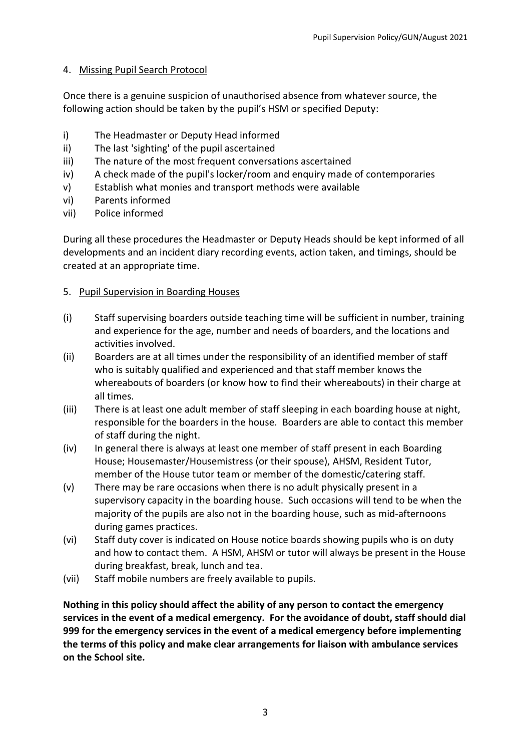## 4. Missing Pupil Search Protocol

Once there is a genuine suspicion of unauthorised absence from whatever source, the following action should be taken by the pupil's HSM or specified Deputy:

i) The Headmaster or Deputy Head informed
ii) The last 'sighting' of the pupil ascertained
iii) The nature of the most frequent conversations ascertained
iv) A check made of the pupil's locker/room and enquiry made of contemporaries
v) Establish what monies and transport methods were available
vi) Parents informed
vii) Police informed

During all these procedures the Headmaster or Deputy Heads should be kept informed of all developments and an incident diary recording events, action taken, and timings, should be created at an appropriate time.

## 5. Pupil Supervision in Boarding Houses

(i) Staff supervising boarders outside teaching time will be sufficient in number, training and experience for the age, number and needs of boarders, and the locations and activities involved.

(ii) Boarders are at all times under the responsibility of an identified member of staff who is suitably qualified and experienced and that staff member knows the whereabouts of boarders (or know how to find their whereabouts) in their charge at all times.

(iii) There is at least one adult member of staff sleeping in each boarding house at night, responsible for the boarders in the house. Boarders are able to contact this member of staff during the night.

(iv) In general there is always at least one member of staff present in each Boarding House; Housemaster/Housemistress (or their spouse), AHSM, Resident Tutor, member of the House tutor team or member of the domestic/catering staff.

(v) There may be rare occasions when there is no adult physically present in a supervisory capacity in the boarding house. Such occasions will tend to be when the majority of the pupils are also not in the boarding house, such as mid-afternoons during games practices.

(vi) Staff duty cover is indicated on House notice boards showing pupils who is on duty and how to contact them. A HSM, AHSM or tutor will always be present in the House during breakfast, break, lunch and tea.

(vii) Staff mobile numbers are freely available to pupils.

**Nothing in this policy should affect the ability of any person to contact the emergency services in the event of a medical emergency. For the avoidance of doubt, staff should dial 999 for the emergency services in the event of a medical emergency before implementing the terms of this policy and make clear arrangements for liaison with ambulance services on the School site.**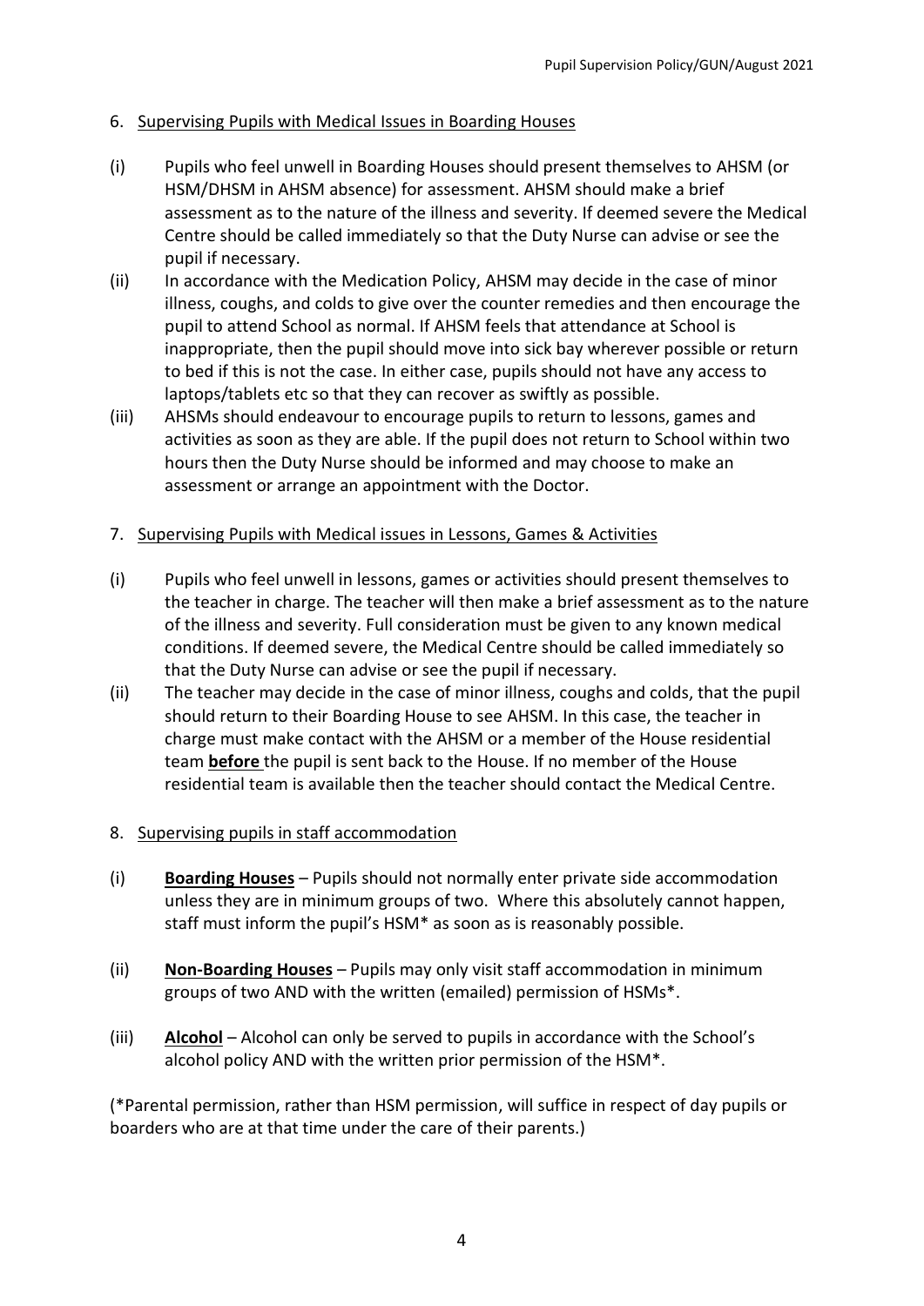6. Supervising Pupils with Medical Issues in Boarding Houses

(i) Pupils who feel unwell in Boarding Houses should present themselves to AHSM (or HSM/DHSM in AHSM absence) for assessment. AHSM should make a brief assessment as to the nature of the illness and severity. If deemed severe the Medical Centre should be called immediately so that the Duty Nurse can advise or see the pupil if necessary.

(ii) In accordance with the Medication Policy, AHSM may decide in the case of minor illness, coughs, and colds to give over the counter remedies and then encourage the pupil to attend School as normal. If AHSM feels that attendance at School is inappropriate, then the pupil should move into sick bay wherever possible or return to bed if this is not the case. In either case, pupils should not have any access to laptops/tablets etc so that they can recover as swiftly as possible.

(iii) AHSMs should endeavour to encourage pupils to return to lessons, games and activities as soon as they are able. If the pupil does not return to School within two hours then the Duty Nurse should be informed and may choose to make an assessment or arrange an appointment with the Doctor.

7. Supervising Pupils with Medical issues in Lessons, Games & Activities

(i) Pupils who feel unwell in lessons, games or activities should present themselves to the teacher in charge. The teacher will then make a brief assessment as to the nature of the illness and severity. Full consideration must be given to any known medical conditions. If deemed severe, the Medical Centre should be called immediately so that the Duty Nurse can advise or see the pupil if necessary.

(ii) The teacher may decide in the case of minor illness, coughs and colds, that the pupil should return to their Boarding House to see AHSM. In this case, the teacher in charge must make contact with the AHSM or a member of the House residential team **before** the pupil is sent back to the House. If no member of the House residential team is available then the teacher should contact the Medical Centre.

8. Supervising pupils in staff accommodation

(i) **Boarding Houses** – Pupils should not normally enter private side accommodation unless they are in minimum groups of two. Where this absolutely cannot happen, staff must inform the pupil's HSM* as soon as is reasonably possible.

(ii) **Non-Boarding Houses** – Pupils may only visit staff accommodation in minimum groups of two AND with the written (emailed) permission of HSMs*.

(iii) **Alcohol** – Alcohol can only be served to pupils in accordance with the School's alcohol policy AND with the written prior permission of the HSM*.

(*Parental permission, rather than HSM permission, will suffice in respect of day pupils or boarders who are at that time under the care of their parents.)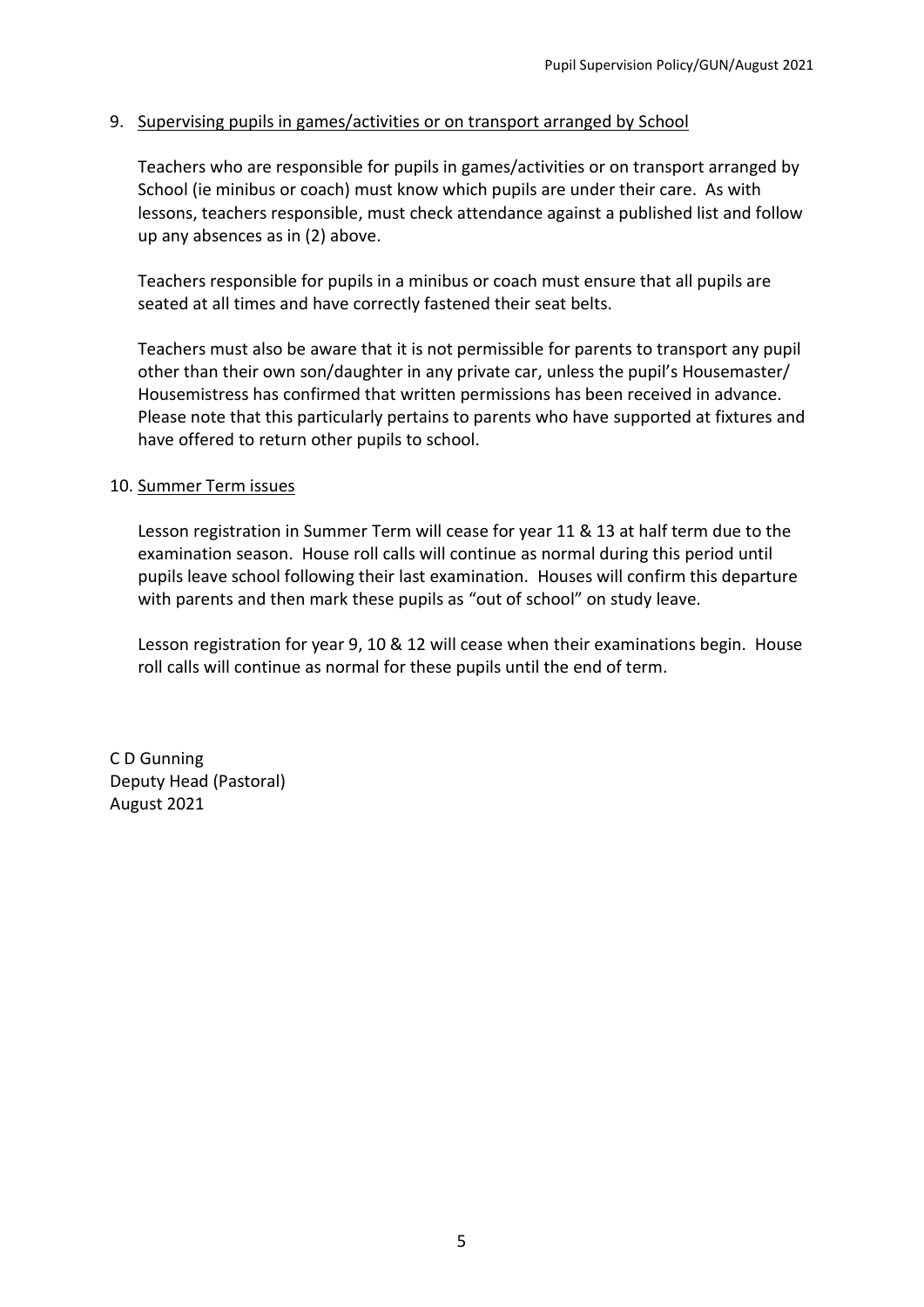9. <u>Supervising pupils in games/activities or on transport arranged by School</u>

   Teachers who are responsible for pupils in games/activities or on transport arranged by School (ie minibus or coach) must know which pupils are under their care. As with lessons, teachers responsible, must check attendance against a published list and follow up any absences as in (2) above.

   Teachers responsible for pupils in a minibus or coach must ensure that all pupils are seated at all times and have correctly fastened their seat belts.

   Teachers must also be aware that it is not permissible for parents to transport any pupil other than their own son/daughter in any private car, unless the pupil's Housemaster/ Housemistress has confirmed that written permissions has been received in advance. Please note that this particularly pertains to parents who have supported at fixtures and have offered to return other pupils to school.

10. <u>Summer Term issues</u>

    Lesson registration in Summer Term will cease for year 11 & 13 at half term due to the examination season. House roll calls will continue as normal during this period until pupils leave school following their last examination. Houses will confirm this departure with parents and then mark these pupils as "out of school" on study leave.

    Lesson registration for year 9, 10 & 12 will cease when their examinations begin. House roll calls will continue as normal for these pupils until the end of term.

C D Gunning
Deputy Head (Pastoral)
August 2021